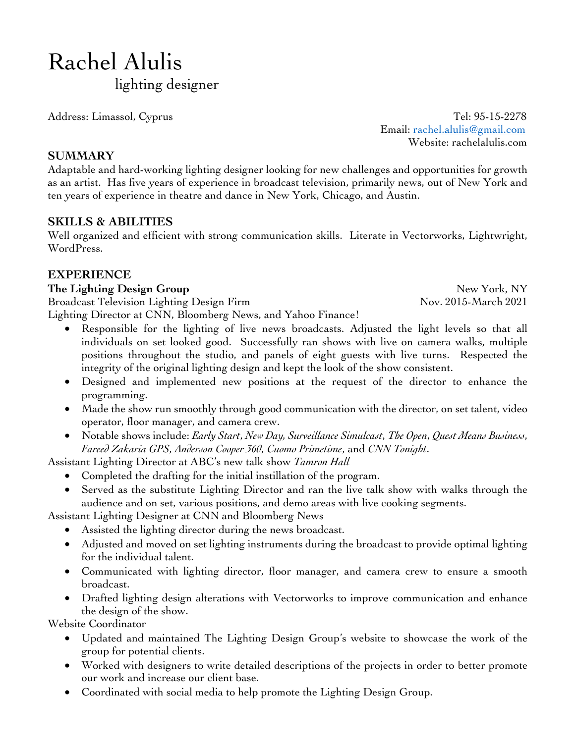# Rachel Alulis

lighting designer

Address: Limassol, Cyprus

Tel: 95-15-2278
Email: rachel.alulis@gmail.com
Website: rachelalulis.com

## SUMMARY

Adaptable and hard-working lighting designer looking for new challenges and opportunities for growth as an artist. Has five years of experience in broadcast television, primarily news, out of New York and ten years of experience in theatre and dance in New York, Chicago, and Austin.

## SKILLS & ABILITIES

Well organized and efficient with strong communication skills. Literate in Vectorworks, Lightwright, WordPress.

## EXPERIENCE

**The Lighting Design Group** — New York, NY
Broadcast Television Lighting Design Firm — Nov. 2015-March 2021

Lighting Director at CNN, Bloomberg News, and Yahoo Finance!

- Responsible for the lighting of live news broadcasts. Adjusted the light levels so that all individuals on set looked good. Successfully ran shows with live on camera walks, multiple positions throughout the studio, and panels of eight guests with live turns. Respected the integrity of the original lighting design and kept the look of the show consistent.
- Designed and implemented new positions at the request of the director to enhance the programming.
- Made the show run smoothly through good communication with the director, on set talent, video operator, floor manager, and camera crew.
- Notable shows include: *Early Start*, *New Day, Surveillance Simulcast*, *The Open*, *Quest Means Business*, *Fareed Zakaria GPS*, *Anderson Cooper 360*, *Cuomo Primetime*, and *CNN Tonight*.

Assistant Lighting Director at ABC's new talk show *Tamron Hall*

- Completed the drafting for the initial instillation of the program.
- Served as the substitute Lighting Director and ran the live talk show with walks through the audience and on set, various positions, and demo areas with live cooking segments.

Assistant Lighting Designer at CNN and Bloomberg News

- Assisted the lighting director during the news broadcast.
- Adjusted and moved on set lighting instruments during the broadcast to provide optimal lighting for the individual talent.
- Communicated with lighting director, floor manager, and camera crew to ensure a smooth broadcast.
- Drafted lighting design alterations with Vectorworks to improve communication and enhance the design of the show.

Website Coordinator

- Updated and maintained The Lighting Design Group's website to showcase the work of the group for potential clients.
- Worked with designers to write detailed descriptions of the projects in order to better promote our work and increase our client base.
- Coordinated with social media to help promote the Lighting Design Group.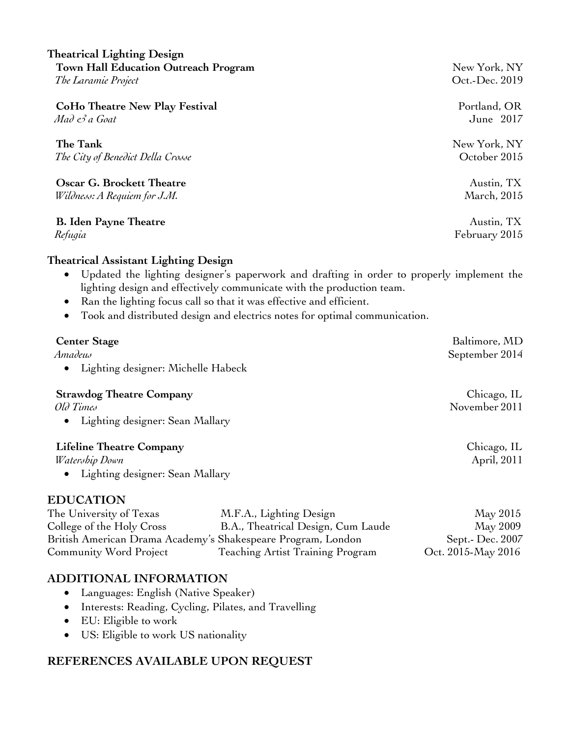### Theatrical Lighting Design

**Town Hall Education Outreach Program** — New York, NY
*The Laramie Project* — Oct.-Dec. 2019

**CoHo Theatre New Play Festival** — Portland, OR
*Mad & a Goat* — June 2017

**The Tank** — New York, NY
*The City of Benedict Della Crosse* — October 2015

**Oscar G. Brockett Theatre** — Austin, TX
*Wildness: A Requiem for J.M.* — March, 2015

**B. Iden Payne Theatre** — Austin, TX
*Refugia* — February 2015

### Theatrical Assistant Lighting Design

- Updated the lighting designer's paperwork and drafting in order to properly implement the lighting design and effectively communicate with the production team.
- Ran the lighting focus call so that it was effective and efficient.
- Took and distributed design and electrics notes for optimal communication.

**Center Stage** — Baltimore, MD
*Amadeus* — September 2014

- Lighting designer: Michelle Habeck

**Strawdog Theatre Company** — Chicago, IL
*Old Times* — November 2011

- Lighting designer: Sean Mallary

**Lifeline Theatre Company** — Chicago, IL
*Watership Down* — April, 2011

- Lighting designer: Sean Mallary

## EDUCATION

| | | |
|---|---|---|
| The University of Texas | M.F.A., Lighting Design | May 2015 |
| College of the Holy Cross | B.A., Theatrical Design, Cum Laude | May 2009 |
| British American Drama Academy's Shakespeare Program, London | | Sept.- Dec. 2007 |
| Community Word Project | Teaching Artist Training Program | Oct. 2015-May 2016 |

## ADDITIONAL INFORMATION

- Languages: English (Native Speaker)
- Interests: Reading, Cycling, Pilates, and Travelling
- EU: Eligible to work
- US: Eligible to work US nationality

## REFERENCES AVAILABLE UPON REQUEST